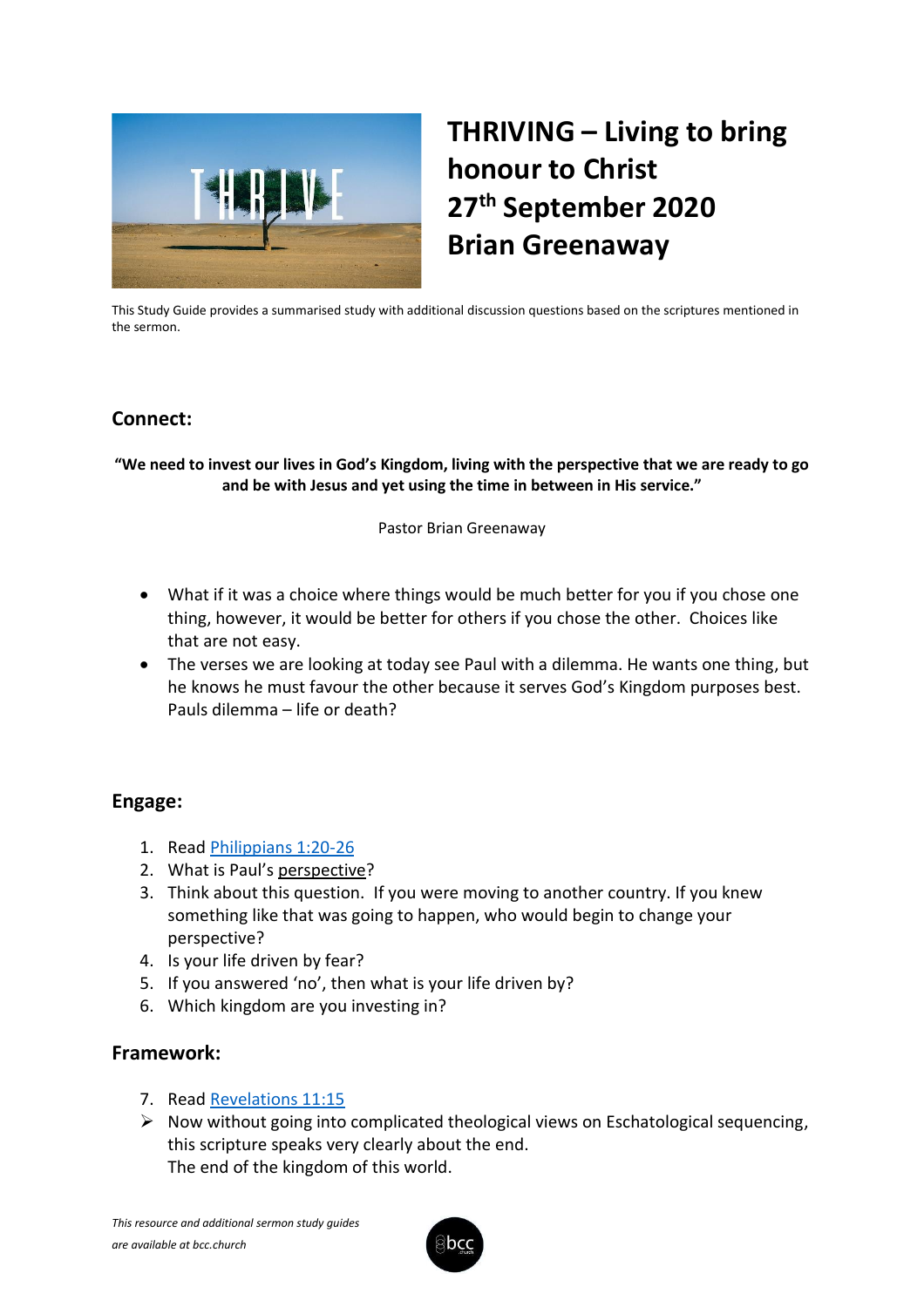# THRIVING – Living to bring honour to Christ
# 27th September 2020
# Brian Greenaway

This Study Guide provides a summarised study with additional discussion questions based on the scriptures mentioned in the sermon.

## Connect:

**"We need to invest our lives in God's Kingdom, living with the perspective that we are ready to go and be with Jesus and yet using the time in between in His service."**

Pastor Brian Greenaway

- What if it was a choice where things would be much better for you if you chose one thing, however, it would be better for others if you chose the other. Choices like that are not easy.
- The verses we are looking at today see Paul with a dilemma. He wants one thing, but he knows he must favour the other because it serves God's Kingdom purposes best. Pauls dilemma – life or death?

## Engage:

1. Read [Philippians 1:20-26]
2. What is Paul's perspective?
3. Think about this question. If you were moving to another country. If you knew something like that was going to happen, who would begin to change your perspective?
4. Is your life driven by fear?
5. If you answered 'no', then what is your life driven by?
6. Which kingdom are you investing in?

## Framework:

7. Read [Revelations 11:15]

- Now without going into complicated theological views on Eschatological sequencing, this scripture speaks very clearly about the end.
  The end of the kingdom of this world.

*This resource and additional sermon study guides are available at bcc.church*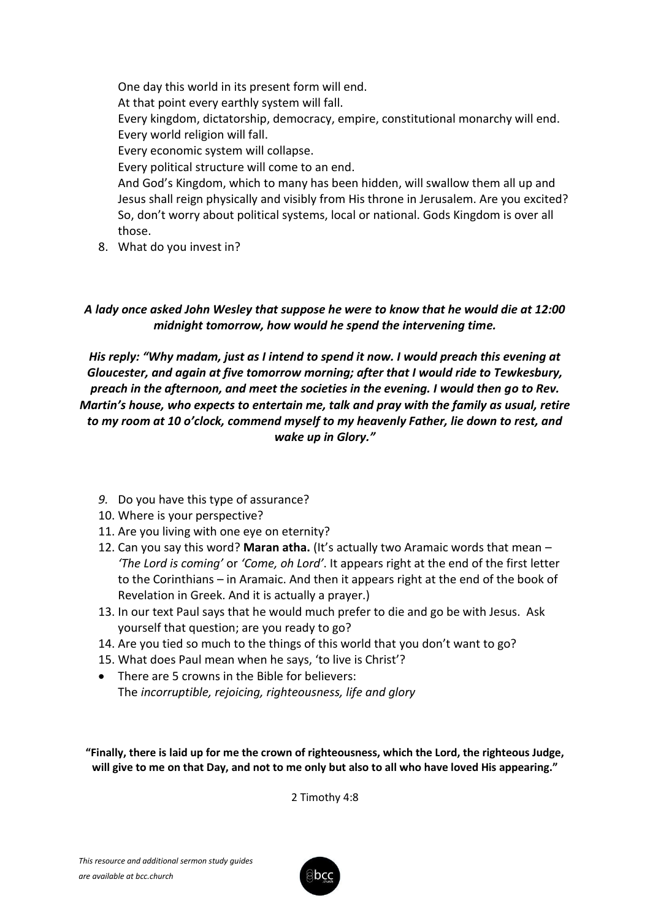One day this world in its present form will end.
At that point every earthly system will fall.
Every kingdom, dictatorship, democracy, empire, constitutional monarchy will end.
Every world religion will fall.
Every economic system will collapse.
Every political structure will come to an end.
And God's Kingdom, which to many has been hidden, will swallow them all up and Jesus shall reign physically and visibly from His throne in Jerusalem. Are you excited?
So, don't worry about political systems, local or national. Gods Kingdom is over all those.

8. What do you invest in?

***A lady once asked John Wesley that suppose he were to know that he would die at 12:00 midnight tomorrow, how would he spend the intervening time.***

***His reply: "Why madam, just as I intend to spend it now. I would preach this evening at Gloucester, and again at five tomorrow morning; after that I would ride to Tewkesbury, preach in the afternoon, and meet the societies in the evening. I would then go to Rev. Martin's house, who expects to entertain me, talk and pray with the family as usual, retire to my room at 10 o'clock, commend myself to my heavenly Father, lie down to rest, and wake up in Glory."***

9. Do you have this type of assurance?
10. Where is your perspective?
11. Are you living with one eye on eternity?
12. Can you say this word? **Maran atha.** (It's actually two Aramaic words that mean – *'The Lord is coming'* or *'Come, oh Lord'*. It appears right at the end of the first letter to the Corinthians – in Aramaic. And then it appears right at the end of the book of Revelation in Greek. And it is actually a prayer.)
13. In our text Paul says that he would much prefer to die and go be with Jesus. Ask yourself that question; are you ready to go?
14. Are you tied so much to the things of this world that you don't want to go?
15. What does Paul mean when he says, 'to live is Christ'?

- There are 5 crowns in the Bible for believers:
  The *incorruptible, rejoicing, righteousness, life and glory*

**"Finally, there is laid up for me the crown of righteousness, which the Lord, the righteous Judge, will give to me on that Day, and not to me only but also to all who have loved His appearing."**

2 Timothy 4:8

*This resource and additional sermon study guides are available at bcc.church*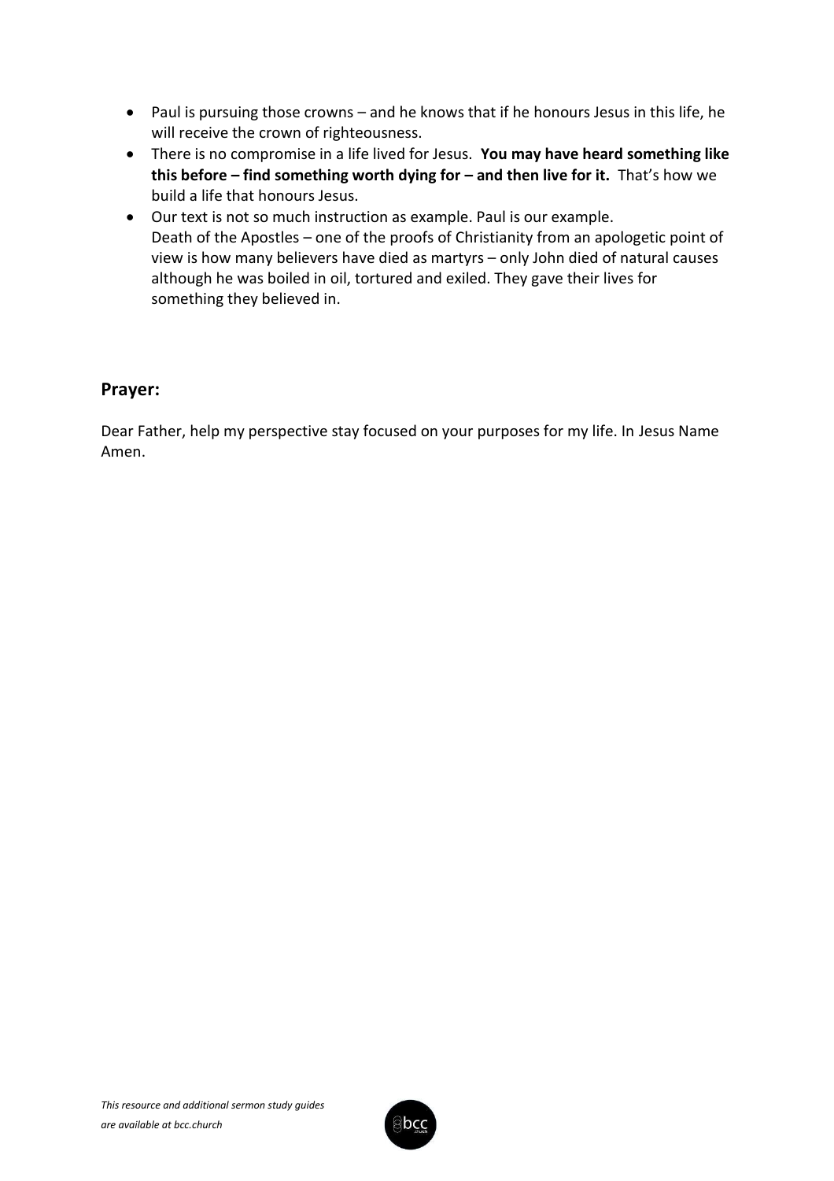- Paul is pursuing those crowns – and he knows that if he honours Jesus in this life, he will receive the crown of righteousness.
- There is no compromise in a life lived for Jesus. **You may have heard something like this before – find something worth dying for – and then live for it.** That's how we build a life that honours Jesus.
- Our text is not so much instruction as example. Paul is our example.
  Death of the Apostles – one of the proofs of Christianity from an apologetic point of view is how many believers have died as martyrs – only John died of natural causes although he was boiled in oil, tortured and exiled. They gave their lives for something they believed in.

## Prayer:

Dear Father, help my perspective stay focused on your purposes for my life. In Jesus Name Amen.

*This resource and additional sermon study guides are available at bcc.church*